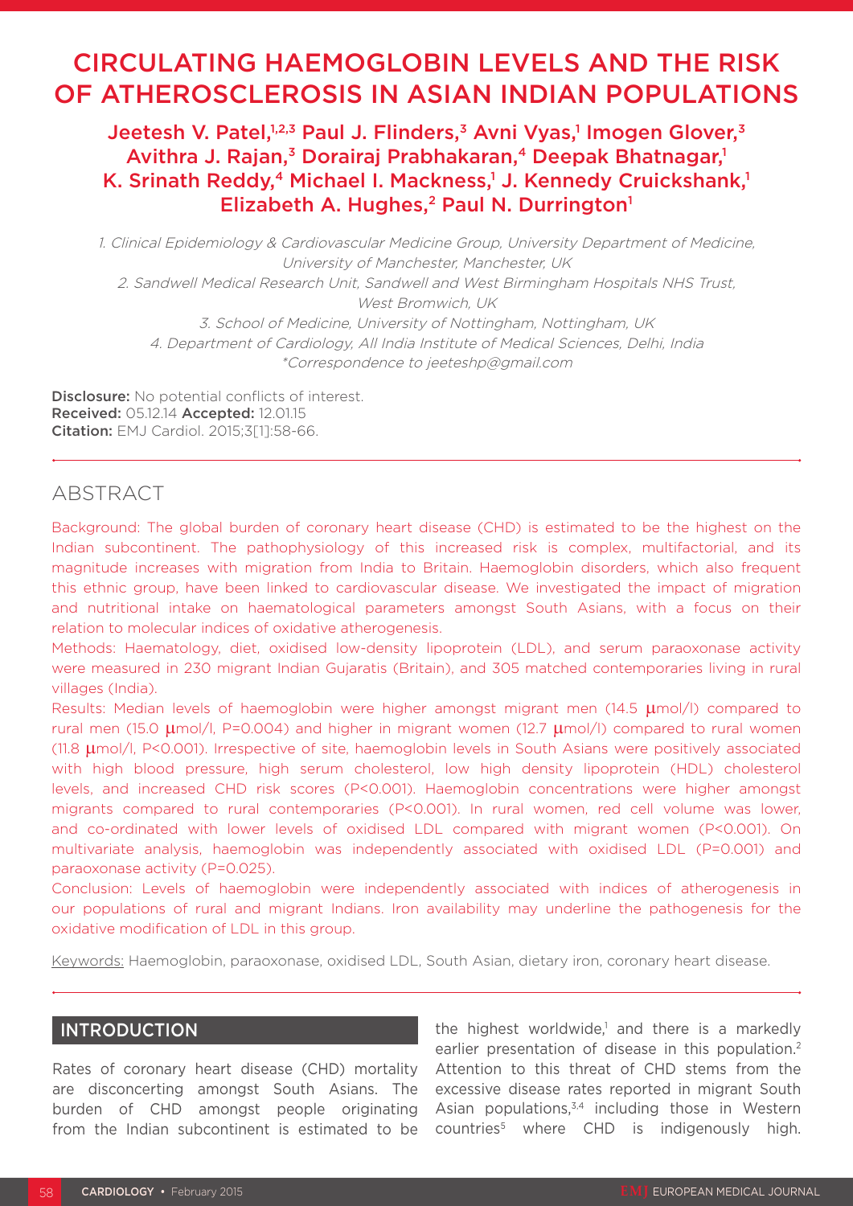# CIRCULATING HAEMOGLOBIN LEVELS AND THE RISK OF ATHEROSCLEROSIS IN ASIAN INDIAN POPULATIONS

**Jeetesh V. Patel,[1,2,3] Paul J. Flinders,[3] Avni Vyas,[1] Imogen Glover,[3] Avithra J. Rajan,[3] Dorairaj Prabhakaran,[4] Deepak Bhatnagar,[1] K. Srinath Reddy,[4] Michael I. Mackness,[1] J. Kennedy Cruickshank,[1] Elizabeth A. Hughes,[2] Paul N. Durrington[1]**

*1. Clinical Epidemiology & Cardiovascular Medicine Group, University Department of Medicine, University of Manchester, Manchester, UK*
*2. Sandwell Medical Research Unit, Sandwell and West Birmingham Hospitals NHS Trust, West Bromwich, UK*
*3. School of Medicine, University of Nottingham, Nottingham, UK*
*4. Department of Cardiology, All India Institute of Medical Sciences, Delhi, India*
*\*Correspondence to jeeteshp@gmail.com*

**Disclosure:** No potential conflicts of interest.
**Received:** 05.12.14 **Accepted:** 12.01.15
**Citation:** EMJ Cardiol. 2015;3[1]:58-66.

## ABSTRACT

Background: The global burden of coronary heart disease (CHD) is estimated to be the highest on the Indian subcontinent. The pathophysiology of this increased risk is complex, multifactorial, and its magnitude increases with migration from India to Britain. Haemoglobin disorders, which also frequent this ethnic group, have been linked to cardiovascular disease. We investigated the impact of migration and nutritional intake on haematological parameters amongst South Asians, with a focus on their relation to molecular indices of oxidative atherogenesis.

Methods: Haematology, diet, oxidised low-density lipoprotein (LDL), and serum paraoxonase activity were measured in 230 migrant Indian Gujaratis (Britain), and 305 matched contemporaries living in rural villages (India).

Results: Median levels of haemoglobin were higher amongst migrant men (14.5 μmol/l) compared to rural men (15.0 μmol/l, P=0.004) and higher in migrant women (12.7 μmol/l) compared to rural women (11.8 μmol/l, P<0.001). Irrespective of site, haemoglobin levels in South Asians were positively associated with high blood pressure, high serum cholesterol, low high density lipoprotein (HDL) cholesterol levels, and increased CHD risk scores (P<0.001). Haemoglobin concentrations were higher amongst migrants compared to rural contemporaries (P<0.001). In rural women, red cell volume was lower, and co-ordinated with lower levels of oxidised LDL compared with migrant women (P<0.001). On multivariate analysis, haemoglobin was independently associated with oxidised LDL (P=0.001) and paraoxonase activity (P=0.025).

Conclusion: Levels of haemoglobin were independently associated with indices of atherogenesis in our populations of rural and migrant Indians. Iron availability may underline the pathogenesis for the oxidative modification of LDL in this group.

Keywords: Haemoglobin, paraoxonase, oxidised LDL, South Asian, dietary iron, coronary heart disease.

## INTRODUCTION

Rates of coronary heart disease (CHD) mortality are disconcerting amongst South Asians. The burden of CHD amongst people originating from the Indian subcontinent is estimated to be the highest worldwide,[1] and there is a markedly earlier presentation of disease in this population.[2] Attention to this threat of CHD stems from the excessive disease rates reported in migrant South Asian populations,[3,4] including those in Western countries[5] where CHD is indigenously high.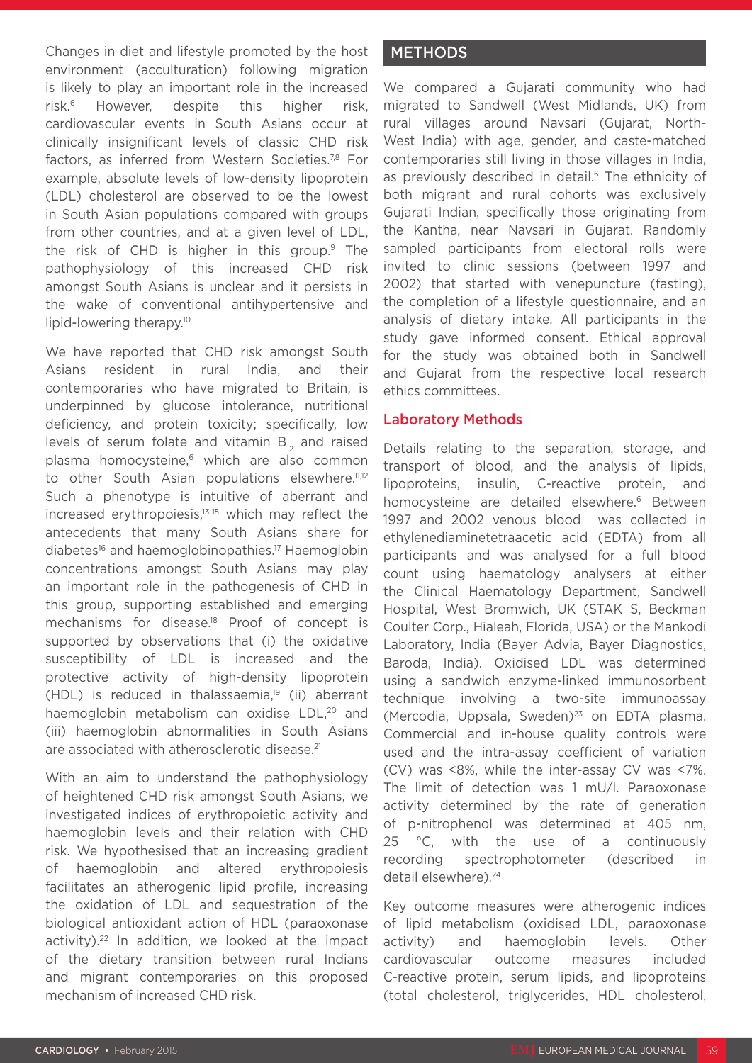Changes in diet and lifestyle promoted by the host environment (acculturation) following migration is likely to play an important role in the increased risk.[6] However, despite this higher risk, cardiovascular events in South Asians occur at clinically insignificant levels of classic CHD risk factors, as inferred from Western Societies.[7,8] For example, absolute levels of low-density lipoprotein (LDL) cholesterol are observed to be the lowest in South Asian populations compared with groups from other countries, and at a given level of LDL, the risk of CHD is higher in this group.[9] The pathophysiology of this increased CHD risk amongst South Asians is unclear and it persists in the wake of conventional antihypertensive and lipid-lowering therapy.[10]

We have reported that CHD risk amongst South Asians resident in rural India, and their contemporaries who have migrated to Britain, is underpinned by glucose intolerance, nutritional deficiency, and protein toxicity; specifically, low levels of serum folate and vitamin $B_{12}$ and raised plasma homocysteine,[6] which are also common to other South Asian populations elsewhere.[11,12] Such a phenotype is intuitive of aberrant and increased erythropoiesis,[13-15] which may reflect the antecedents that many South Asians share for diabetes[16] and haemoglobinopathies.[17] Haemoglobin concentrations amongst South Asians may play an important role in the pathogenesis of CHD in this group, supporting established and emerging mechanisms for disease.[18] Proof of concept is supported by observations that (i) the oxidative susceptibility of LDL is increased and the protective activity of high-density lipoprotein (HDL) is reduced in thalassaemia,[19] (ii) aberrant haemoglobin metabolism can oxidise LDL,[20] and (iii) haemoglobin abnormalities in South Asians are associated with atherosclerotic disease.[21]

With an aim to understand the pathophysiology of heightened CHD risk amongst South Asians, we investigated indices of erythropoietic activity and haemoglobin levels and their relation with CHD risk. We hypothesised that an increasing gradient of haemoglobin and altered erythropoiesis facilitates an atherogenic lipid profile, increasing the oxidation of LDL and sequestration of the biological antioxidant action of HDL (paraoxonase activity).[22] In addition, we looked at the impact of the dietary transition between rural Indians and migrant contemporaries on this proposed mechanism of increased CHD risk.

## METHODS

We compared a Gujarati community who had migrated to Sandwell (West Midlands, UK) from rural villages around Navsari (Gujarat, North-West India) with age, gender, and caste-matched contemporaries still living in those villages in India, as previously described in detail.[6] The ethnicity of both migrant and rural cohorts was exclusively Gujarati Indian, specifically those originating from the Kantha, near Navsari in Gujarat. Randomly sampled participants from electoral rolls were invited to clinic sessions (between 1997 and 2002) that started with venepuncture (fasting), the completion of a lifestyle questionnaire, and an analysis of dietary intake. All participants in the study gave informed consent. Ethical approval for the study was obtained both in Sandwell and Gujarat from the respective local research ethics committees.

### Laboratory Methods

Details relating to the separation, storage, and transport of blood, and the analysis of lipids, lipoproteins, insulin, C-reactive protein, and homocysteine are detailed elsewhere.[6] Between 1997 and 2002 venous blood was collected in ethylenediaminetetraacetic acid (EDTA) from all participants and was analysed for a full blood count using haematology analysers at either the Clinical Haematology Department, Sandwell Hospital, West Bromwich, UK (STAK S, Beckman Coulter Corp., Hialeah, Florida, USA) or the Mankodi Laboratory, India (Bayer Advia, Bayer Diagnostics, Baroda, India). Oxidised LDL was determined using a sandwich enzyme-linked immunosorbent technique involving a two-site immunoassay (Mercodia, Uppsala, Sweden)[23] on EDTA plasma. Commercial and in-house quality controls were used and the intra-assay coefficient of variation (CV) was <8%, while the inter-assay CV was <7%. The limit of detection was 1 mU/l. Paraoxonase activity determined by the rate of generation of p-nitrophenol was determined at 405 nm, 25 °C, with the use of a continuously recording spectrophotometer (described in detail elsewhere).[24]

Key outcome measures were atherogenic indices of lipid metabolism (oxidised LDL, paraoxonase activity) and haemoglobin levels. Other cardiovascular outcome measures included C-reactive protein, serum lipids, and lipoproteins (total cholesterol, triglycerides, HDL cholesterol,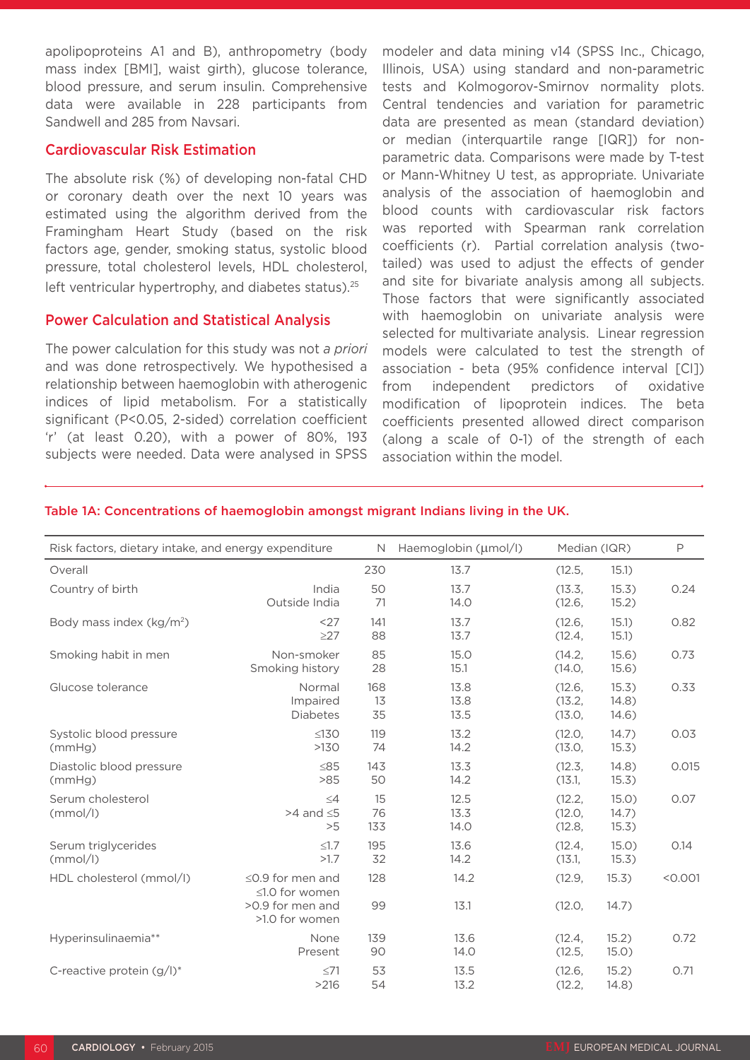apolipoproteins A1 and B), anthropometry (body mass index [BMI], waist girth), glucose tolerance, blood pressure, and serum insulin. Comprehensive data were available in 228 participants from Sandwell and 285 from Navsari.

### Cardiovascular Risk Estimation

The absolute risk (%) of developing non-fatal CHD or coronary death over the next 10 years was estimated using the algorithm derived from the Framingham Heart Study (based on the risk factors age, gender, smoking status, systolic blood pressure, total cholesterol levels, HDL cholesterol, left ventricular hypertrophy, and diabetes status).[25]

### Power Calculation and Statistical Analysis

The power calculation for this study was not *a priori* and was done retrospectively. We hypothesised a relationship between haemoglobin with atherogenic indices of lipid metabolism. For a statistically significant (P<0.05, 2-sided) correlation coefficient 'r' (at least 0.20), with a power of 80%, 193 subjects were needed. Data were analysed in SPSS modeler and data mining v14 (SPSS Inc., Chicago, Illinois, USA) using standard and non-parametric tests and Kolmogorov-Smirnov normality plots. Central tendencies and variation for parametric data are presented as mean (standard deviation) or median (interquartile range [IQR]) for non-parametric data. Comparisons were made by T-test or Mann-Whitney U test, as appropriate. Univariate analysis of the association of haemoglobin and blood counts with cardiovascular risk factors was reported with Spearman rank correlation coefficients (r). Partial correlation analysis (two-tailed) was used to adjust the effects of gender and site for bivariate analysis among all subjects. Those factors that were significantly associated with haemoglobin on univariate analysis were selected for multivariate analysis. Linear regression models were calculated to test the strength of association - beta (95% confidence interval [CI]) from independent predictors of oxidative modification of lipoprotein indices. The beta coefficients presented allowed direct comparison (along a scale of 0-1) of the strength of each association within the model.

**Table 1A: Concentrations of haemoglobin amongst migrant Indians living in the UK.**

| Risk factors, dietary intake, and energy expenditure | | N | Haemoglobin (μmol/l) | Median (IQR) | | P |
|---|---|---|---|---|---|---|
| Overall | | 230 | 13.7 | (12.5, | 15.1) | |
| Country of birth | India | 50 | 13.7 | (13.3, | 15.3) | 0.24 |
| | Outside India | 71 | 14.0 | (12.6, | 15.2) | |
| Body mass index (kg/m²) | <27 | 141 | 13.7 | (12.6, | 15.1) | 0.82 |
| | ≥27 | 88 | 13.7 | (12.4, | 15.1) | |
| Smoking habit in men | Non-smoker | 85 | 15.0 | (14.2, | 15.6) | 0.73 |
| | Smoking history | 28 | 15.1 | (14.0, | 15.6) | |
| Glucose tolerance | Normal | 168 | 13.8 | (12.6, | 15.3) | 0.33 |
| | Impaired | 13 | 13.8 | (13.2, | 14.8) | |
| | Diabetes | 35 | 13.5 | (13.0, | 14.6) | |
| Systolic blood pressure (mmHg) | ≤130 | 119 | 13.2 | (12.0, | 14.7) | 0.03 |
| | >130 | 74 | 14.2 | (13.0, | 15.3) | |
| Diastolic blood pressure (mmHg) | ≤85 | 143 | 13.3 | (12.3, | 14.8) | 0.015 |
| | >85 | 50 | 14.2 | (13.1, | 15.3) | |
| Serum cholesterol (mmol/l) | ≤4 | 15 | 12.5 | (12.2, | 15.0) | 0.07 |
| | >4 and ≤5 | 76 | 13.3 | (12.0, | 14.7) | |
| | >5 | 133 | 14.0 | (12.8, | 15.3) | |
| Serum triglycerides (mmol/l) | ≤1.7 | 195 | 13.6 | (12.4, | 15.0) | 0.14 |
| | >1.7 | 32 | 14.2 | (13.1, | 15.3) | |
| HDL cholesterol (mmol/l) | ≤0.9 for men and ≤1.0 for women | 128 | 14.2 | (12.9, | 15.3) | <0.001 |
| | >0.9 for men and >1.0 for women | 99 | 13.1 | (12.0, | 14.7) | |
| Hyperinsulinaemia** | None | 139 | 13.6 | (12.4, | 15.2) | 0.72 |
| | Present | 90 | 14.0 | (12.5, | 15.0) | |
| C-reactive protein (g/l)* | ≤71 | 53 | 13.5 | (12.6, | 15.2) | 0.71 |
| | >216 | 54 | 13.2 | (12.2, | 14.8) | |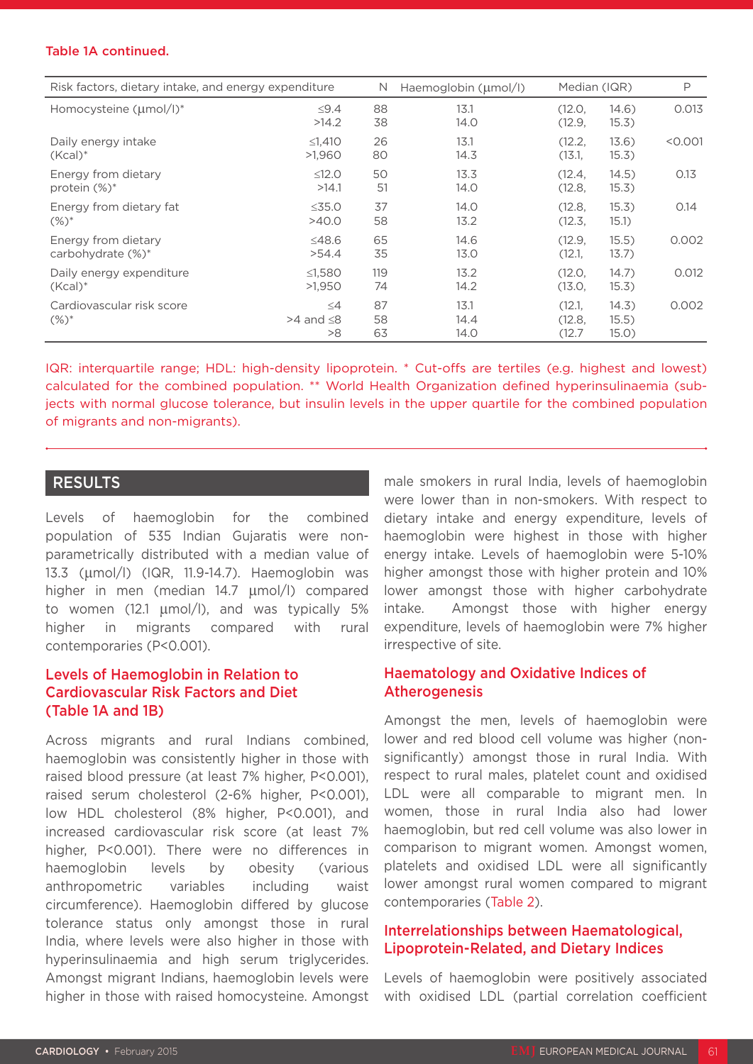**Table 1A continued.**

| Risk factors, dietary intake, and energy expenditure | | N | Haemoglobin (μmol/l) | Median (IQR) | P |
|---|---|---|---|---|---|
| Homocysteine (μmol/l)* | ≤9.4 | 88 | 13.1 | (12.0, 14.6) | 0.013 |
| | >14.2 | 38 | 14.0 | (12.9, 15.3) | |
| Daily energy intake (Kcal)* | ≤1,410 | 26 | 13.1 | (12.2, 13.6) | <0.001 |
| | >1,960 | 80 | 14.3 | (13.1, 15.3) | |
| Energy from dietary protein (%)* | ≤12.0 | 50 | 13.3 | (12.4, 14.5) | 0.13 |
| | >14.1 | 51 | 14.0 | (12.8, 15.3) | |
| Energy from dietary fat (%)* | ≤35.0 | 37 | 14.0 | (12.8, 15.3) | 0.14 |
| | >40.0 | 58 | 13.2 | (12.3, 15.1) | |
| Energy from dietary carbohydrate (%)* | ≤48.6 | 65 | 14.6 | (12.9, 15.5) | 0.002 |
| | >54.4 | 35 | 13.0 | (12.1, 13.7) | |
| Daily energy expenditure (Kcal)* | ≤1,580 | 119 | 13.2 | (12.0, 14.7) | 0.012 |
| | >1,950 | 74 | 14.2 | (13.0, 15.3) | |
| Cardiovascular risk score (%)* | ≤4 | 87 | 13.1 | (12.1, 14.3) | 0.002 |
| | >4 and ≤8 | 58 | 14.4 | (12.8, 15.5) | |
| | >8 | 63 | 14.0 | (12.7 15.0) | |

IQR: interquartile range; HDL: high-density lipoprotein. * Cut-offs are tertiles (e.g. highest and lowest) calculated for the combined population. ** World Health Organization defined hyperinsulinaemia (subjects with normal glucose tolerance, but insulin levels in the upper quartile for the combined population of migrants and non-migrants).

## RESULTS

Levels of haemoglobin for the combined population of 535 Indian Gujaratis were non-parametrically distributed with a median value of 13.3 (μmol/l) (IQR, 11.9-14.7). Haemoglobin was higher in men (median 14.7 μmol/l) compared to women (12.1 μmol/l), and was typically 5% higher in migrants compared with rural contemporaries (P<0.001).

### Levels of Haemoglobin in Relation to Cardiovascular Risk Factors and Diet (Table 1A and 1B)

Across migrants and rural Indians combined, haemoglobin was consistently higher in those with raised blood pressure (at least 7% higher, P<0.001), raised serum cholesterol (2-6% higher, P<0.001), low HDL cholesterol (8% higher, P<0.001), and increased cardiovascular risk score (at least 7% higher, P<0.001). There were no differences in haemoglobin levels by obesity (various anthropometric variables including waist circumference). Haemoglobin differed by glucose tolerance status only amongst those in rural India, where levels were also higher in those with hyperinsulinaemia and high serum triglycerides. Amongst migrant Indians, haemoglobin levels were higher in those with raised homocysteine. Amongst male smokers in rural India, levels of haemoglobin were lower than in non-smokers. With respect to dietary intake and energy expenditure, levels of haemoglobin were highest in those with higher energy intake. Levels of haemoglobin were 5-10% higher amongst those with higher protein and 10% lower amongst those with higher carbohydrate intake. Amongst those with higher energy expenditure, levels of haemoglobin were 7% higher irrespective of site.

### Haematology and Oxidative Indices of Atherogenesis

Amongst the men, levels of haemoglobin were lower and red blood cell volume was higher (non-significantly) amongst those in rural India. With respect to rural males, platelet count and oxidised LDL were all comparable to migrant men. In women, those in rural India also had lower haemoglobin, but red cell volume was also lower in comparison to migrant women. Amongst women, platelets and oxidised LDL were all significantly lower amongst rural women compared to migrant contemporaries (Table 2).

### Interrelationships between Haematological, Lipoprotein-Related, and Dietary Indices

Levels of haemoglobin were positively associated with oxidised LDL (partial correlation coefficient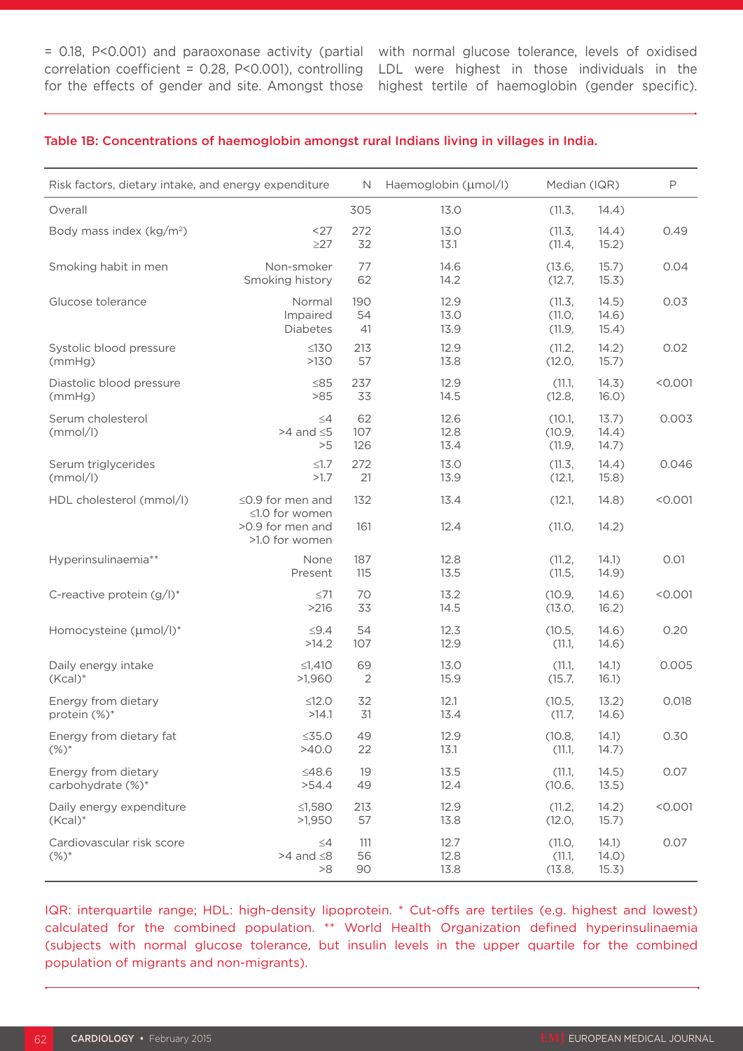= 0.18, P<0.001) and paraoxonase activity (partial correlation coefficient = 0.28, P<0.001), controlling for the effects of gender and site. Amongst those with normal glucose tolerance, levels of oxidised LDL were highest in those individuals in the highest tertile of haemoglobin (gender specific).

**Table 1B: Concentrations of haemoglobin amongst rural Indians living in villages in India.**

| Risk factors, dietary intake, and energy expenditure | | N | Haemoglobin (μmol/l) | Median (IQR) | P |
|---|---|---|---|---|---|
| Overall | | 305 | 13.0 | (11.3, 14.4) | |
| Body mass index (kg/m²) | <27 | 272 | 13.0 | (11.3, 14.4) | 0.49 |
| | ≥27 | 32 | 13.1 | (11.4, 15.2) | |
| Smoking habit in men | Non-smoker | 77 | 14.6 | (13.6, 15.7) | 0.04 |
| | Smoking history | 62 | 14.2 | (12.7, 15.3) | |
| Glucose tolerance | Normal | 190 | 12.9 | (11.3, 14.5) | 0.03 |
| | Impaired | 54 | 13.0 | (11.0, 14.6) | |
| | Diabetes | 41 | 13.9 | (11.9, 15.4) | |
| Systolic blood pressure (mmHg) | ≤130 | 213 | 12.9 | (11.2, 14.2) | 0.02 |
| | >130 | 57 | 13.8 | (12.0, 15.7) | |
| Diastolic blood pressure (mmHg) | ≤85 | 237 | 12.9 | (11.1, 14.3) | <0.001 |
| | >85 | 33 | 14.5 | (12.8, 16.0) | |
| Serum cholesterol (mmol/l) | ≤4 | 62 | 12.6 | (10.1, 13.7) | 0.003 |
| | >4 and ≤5 | 107 | 12.8 | (10.9, 14.4) | |
| | >5 | 126 | 13.4 | (11.9, 14.7) | |
| Serum triglycerides (mmol/l) | ≤1.7 | 272 | 13.0 | (11.3, 14.4) | 0.046 |
| | >1.7 | 21 | 13.9 | (12.1, 15.8) | |
| HDL cholesterol (mmol/l) | ≤0.9 for men and ≤1.0 for women | 132 | 13.4 | (12.1, 14.8) | <0.001 |
| | >0.9 for men and >1.0 for women | 161 | 12.4 | (11.0, 14.2) | |
| Hyperinsulinaemia** | None | 187 | 12.8 | (11.2, 14.1) | 0.01 |
| | Present | 115 | 13.5 | (11.5, 14.9) | |
| C-reactive protein (g/l)* | ≤71 | 70 | 13.2 | (10.9, 14.6) | <0.001 |
| | >216 | 33 | 14.5 | (13.0, 16.2) | |
| Homocysteine (μmol/l)* | ≤9.4 | 54 | 12.3 | (10.5, 14.6) | 0.20 |
| | >14.2 | 107 | 12.9 | (11.1, 14.6) | |
| Daily energy intake (Kcal)* | ≤1,410 | 69 | 13.0 | (11.1, 14.1) | 0.005 |
| | >1,960 | 2 | 15.9 | (15.7, 16.1) | |
| Energy from dietary protein (%)* | ≤12.0 | 32 | 12.1 | (10.5, 13.2) | 0.018 |
| | >14.1 | 31 | 13.4 | (11.7, 14.6) | |
| Energy from dietary fat (%)* | ≤35.0 | 49 | 12.9 | (10.8, 14.1) | 0.30 |
| | >40.0 | 22 | 13.1 | (11.1, 14.7) | |
| Energy from dietary carbohydrate (%)* | ≤48.6 | 19 | 13.5 | (11.1, 14.5) | 0.07 |
| | >54.4 | 49 | 12.4 | (10.6, 13.5) | |
| Daily energy expenditure (Kcal)* | ≤1,580 | 213 | 12.9 | (11.2, 14.2) | <0.001 |
| | >1,950 | 57 | 13.8 | (12.0, 15.7) | |
| Cardiovascular risk score (%)* | ≤4 | 111 | 12.7 | (11.0, 14.1) | 0.07 |
| | >4 and ≤8 | 56 | 12.8 | (11.1, 14.0) | |
| | >8 | 90 | 13.8 | (13.8, 15.3) | |

IQR: interquartile range; HDL: high-density lipoprotein. * Cut-offs are tertiles (e.g. highest and lowest) calculated for the combined population. ** World Health Organization defined hyperinsulinaemia (subjects with normal glucose tolerance, but insulin levels in the upper quartile for the combined population of migrants and non-migrants).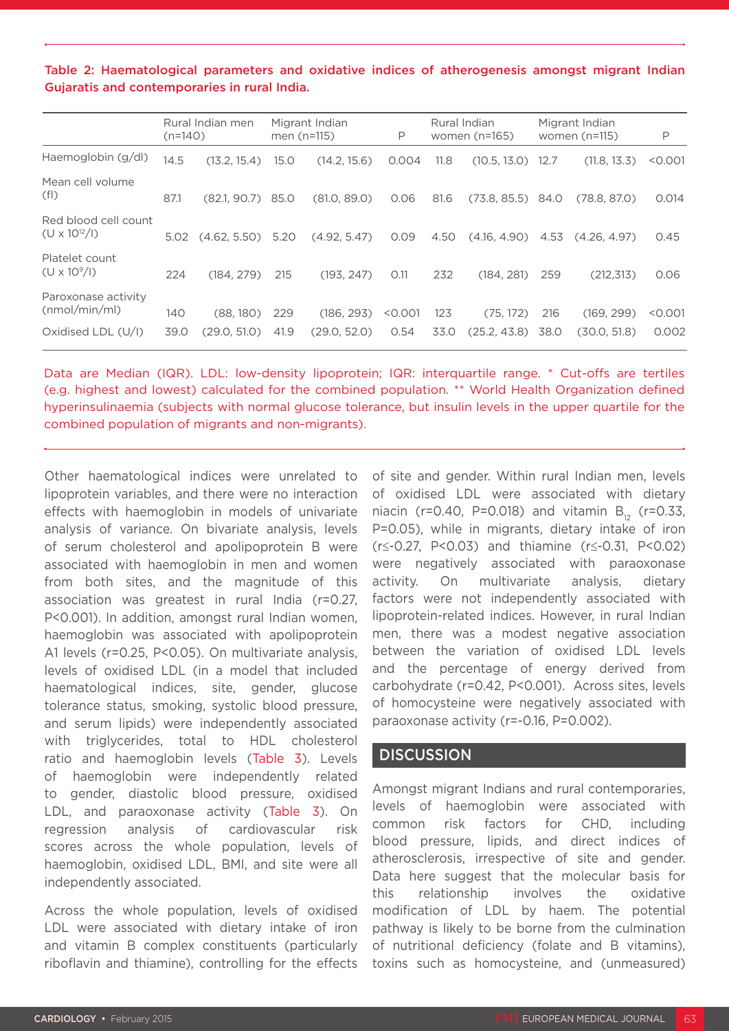**Table 2: Haematological parameters and oxidative indices of atherogenesis amongst migrant Indian Gujaratis and contemporaries in rural India.**

| | Rural Indian men (n=140) | | Migrant Indian men (n=115) | | P | Rural Indian women (n=165) | | Migrant Indian women (n=115) | | P |
|---|---|---|---|---|---|---|---|---|---|---|
| Haemoglobin (g/dl) | 14.5 | (13.2, 15.4) | 15.0 | (14.2, 15.6) | 0.004 | 11.8 | (10.5, 13.0) | 12.7 | (11.8, 13.3) | <0.001 |
| Mean cell volume (fl) | 87.1 | (82.1, 90.7) | 85.0 | (81.0, 89.0) | 0.06 | 81.6 | (73.8, 85.5) | 84.0 | (78.8, 87.0) | 0.014 |
| Red blood cell count (U x $10^{12}$/l) | 5.02 | (4.62, 5.50) | 5.20 | (4.92, 5.47) | 0.09 | 4.50 | (4.16, 4.90) | 4.53 | (4.26, 4.97) | 0.45 |
| Platelet count (U x $10^{9}$/l) | 224 | (184, 279) | 215 | (193, 247) | 0.11 | 232 | (184, 281) | 259 | (212,313) | 0.06 |
| Paroxonase activity (nmol/min/ml) | 140 | (88, 180) | 229 | (186, 293) | <0.001 | 123 | (75, 172) | 216 | (169, 299) | <0.001 |
| Oxidised LDL (U/l) | 39.0 | (29.0, 51.0) | 41.9 | (29.0, 52.0) | 0.54 | 33.0 | (25.2, 43.8) | 38.0 | (30.0, 51.8) | 0.002 |

Data are Median (IQR). LDL: low-density lipoprotein; IQR: interquartile range. * Cut-offs are tertiles (e.g. highest and lowest) calculated for the combined population. ** World Health Organization defined hyperinsulinaemia (subjects with normal glucose tolerance, but insulin levels in the upper quartile for the combined population of migrants and non-migrants).

Other haematological indices were unrelated to lipoprotein variables, and there were no interaction effects with haemoglobin in models of univariate analysis of variance. On bivariate analysis, levels of serum cholesterol and apolipoprotein B were associated with haemoglobin in men and women from both sites, and the magnitude of this association was greatest in rural India (r=0.27, P<0.001). In addition, amongst rural Indian women, haemoglobin was associated with apolipoprotein A1 levels (r=0.25, P<0.05). On multivariate analysis, levels of oxidised LDL (in a model that included haematological indices, site, gender, glucose tolerance status, smoking, systolic blood pressure, and serum lipids) were independently associated with triglycerides, total to HDL cholesterol ratio and haemoglobin levels (Table 3). Levels of haemoglobin were independently related to gender, diastolic blood pressure, oxidised LDL, and paraoxonase activity (Table 3). On regression analysis of cardiovascular risk scores across the whole population, levels of haemoglobin, oxidised LDL, BMI, and site were all independently associated.

Across the whole population, levels of oxidised LDL were associated with dietary intake of iron and vitamin B complex constituents (particularly riboflavin and thiamine), controlling for the effects of site and gender. Within rural Indian men, levels of oxidised LDL were associated with dietary niacin (r=0.40, P=0.018) and vitamin $B_{12}$ (r=0.33, P=0.05), while in migrants, dietary intake of iron (r≤-0.27, P<0.03) and thiamine (r≤-0.31, P<0.02) were negatively associated with paraoxonase activity. On multivariate analysis, dietary factors were not independently associated with lipoprotein-related indices. However, in rural Indian men, there was a modest negative association between the variation of oxidised LDL levels and the percentage of energy derived from carbohydrate (r=0.42, P<0.001). Across sites, levels of homocysteine were negatively associated with paraoxonase activity (r=-0.16, P=0.002).

## DISCUSSION

Amongst migrant Indians and rural contemporaries, levels of haemoglobin were associated with common risk factors for CHD, including blood pressure, lipids, and direct indices of atherosclerosis, irrespective of site and gender. Data here suggest that the molecular basis for this relationship involves the oxidative modification of LDL by haem. The potential pathway is likely to be borne from the culmination of nutritional deficiency (folate and B vitamins), toxins such as homocysteine, and (unmeasured)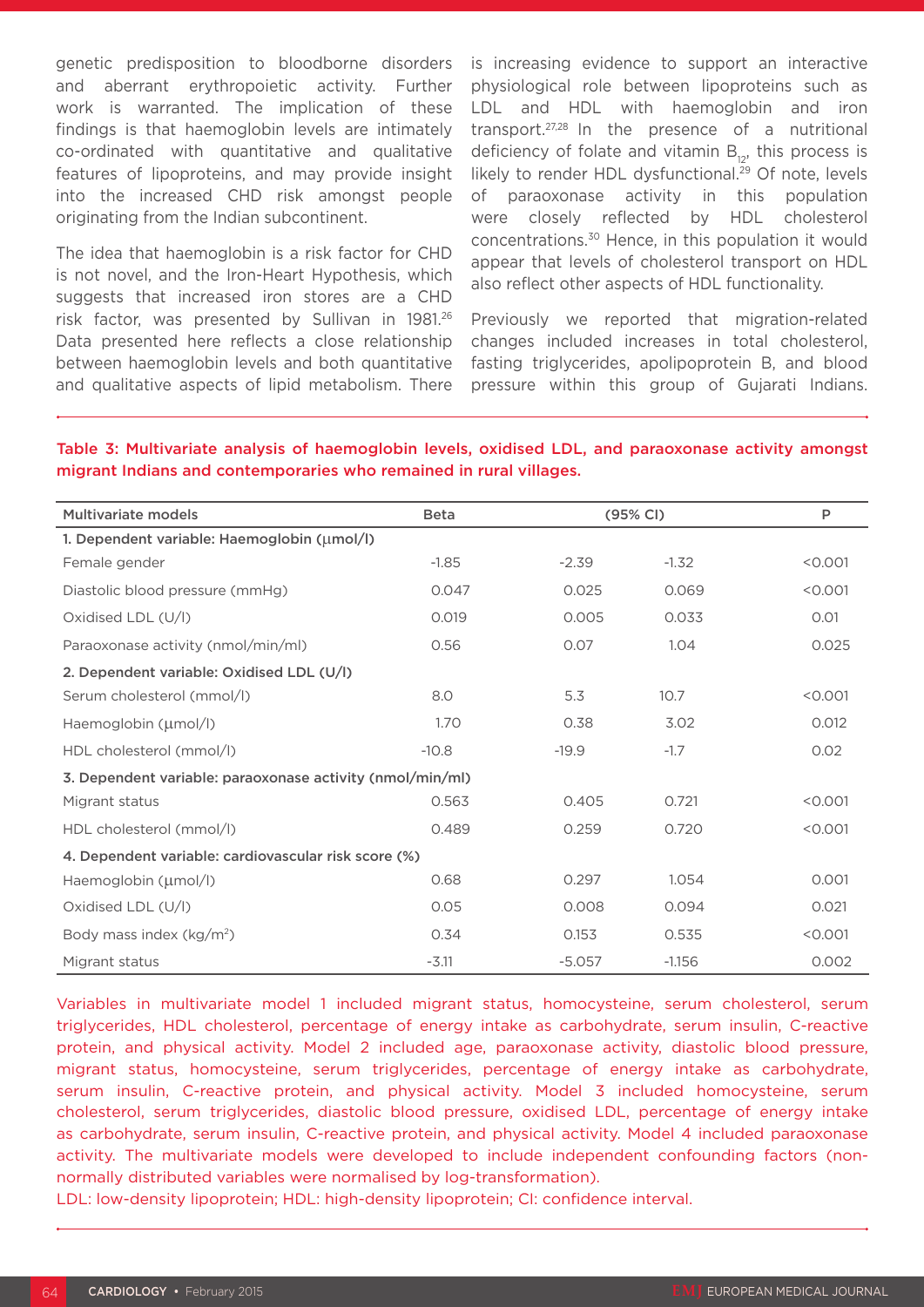genetic predisposition to bloodborne disorders and aberrant erythropoietic activity. Further work is warranted. The implication of these findings is that haemoglobin levels are intimately co-ordinated with quantitative and qualitative features of lipoproteins, and may provide insight into the increased CHD risk amongst people originating from the Indian subcontinent.

The idea that haemoglobin is a risk factor for CHD is not novel, and the Iron-Heart Hypothesis, which suggests that increased iron stores are a CHD risk factor, was presented by Sullivan in 1981.[26] Data presented here reflects a close relationship between haemoglobin levels and both quantitative and qualitative aspects of lipid metabolism. There is increasing evidence to support an interactive physiological role between lipoproteins such as LDL and HDL with haemoglobin and iron transport.[27,28] In the presence of a nutritional deficiency of folate and vitamin $B_{12}$, this process is likely to render HDL dysfunctional.[29] Of note, levels of paraoxonase activity in this population were closely reflected by HDL cholesterol concentrations.[30] Hence, in this population it would appear that levels of cholesterol transport on HDL also reflect other aspects of HDL functionality.

Previously we reported that migration-related changes included increases in total cholesterol, fasting triglycerides, apolipoprotein B, and blood pressure within this group of Gujarati Indians.

**Table 3: Multivariate analysis of haemoglobin levels, oxidised LDL, and paraoxonase activity amongst migrant Indians and contemporaries who remained in rural villages.**

| Multivariate models | Beta | (95% CI) | | P |
|---|---|---|---|---|
| **1. Dependent variable: Haemoglobin (µmol/l)** | | | | |
| Female gender | -1.85 | -2.39 | -1.32 | <0.001 |
| Diastolic blood pressure (mmHg) | 0.047 | 0.025 | 0.069 | <0.001 |
| Oxidised LDL (U/l) | 0.019 | 0.005 | 0.033 | 0.01 |
| Paraoxonase activity (nmol/min/ml) | 0.56 | 0.07 | 1.04 | 0.025 |
| **2. Dependent variable: Oxidised LDL (U/l)** | | | | |
| Serum cholesterol (mmol/l) | 8.0 | 5.3 | 10.7 | <0.001 |
| Haemoglobin (µmol/l) | 1.70 | 0.38 | 3.02 | 0.012 |
| HDL cholesterol (mmol/l) | -10.8 | -19.9 | -1.7 | 0.02 |
| **3. Dependent variable: paraoxonase activity (nmol/min/ml)** | | | | |
| Migrant status | 0.563 | 0.405 | 0.721 | <0.001 |
| HDL cholesterol (mmol/l) | 0.489 | 0.259 | 0.720 | <0.001 |
| **4. Dependent variable: cardiovascular risk score (%)** | | | | |
| Haemoglobin (µmol/l) | 0.68 | 0.297 | 1.054 | 0.001 |
| Oxidised LDL (U/l) | 0.05 | 0.008 | 0.094 | 0.021 |
| Body mass index (kg/m²) | 0.34 | 0.153 | 0.535 | <0.001 |
| Migrant status | -3.11 | -5.057 | -1.156 | 0.002 |

Variables in multivariate model 1 included migrant status, homocysteine, serum cholesterol, serum triglycerides, HDL cholesterol, percentage of energy intake as carbohydrate, serum insulin, C-reactive protein, and physical activity. Model 2 included age, paraoxonase activity, diastolic blood pressure, migrant status, homocysteine, serum triglycerides, percentage of energy intake as carbohydrate, serum insulin, C-reactive protein, and physical activity. Model 3 included homocysteine, serum cholesterol, serum triglycerides, diastolic blood pressure, oxidised LDL, percentage of energy intake as carbohydrate, serum insulin, C-reactive protein, and physical activity. Model 4 included paraoxonase activity. The multivariate models were developed to include independent confounding factors (non-normally distributed variables were normalised by log-transformation).

LDL: low-density lipoprotein; HDL: high-density lipoprotein; CI: confidence interval.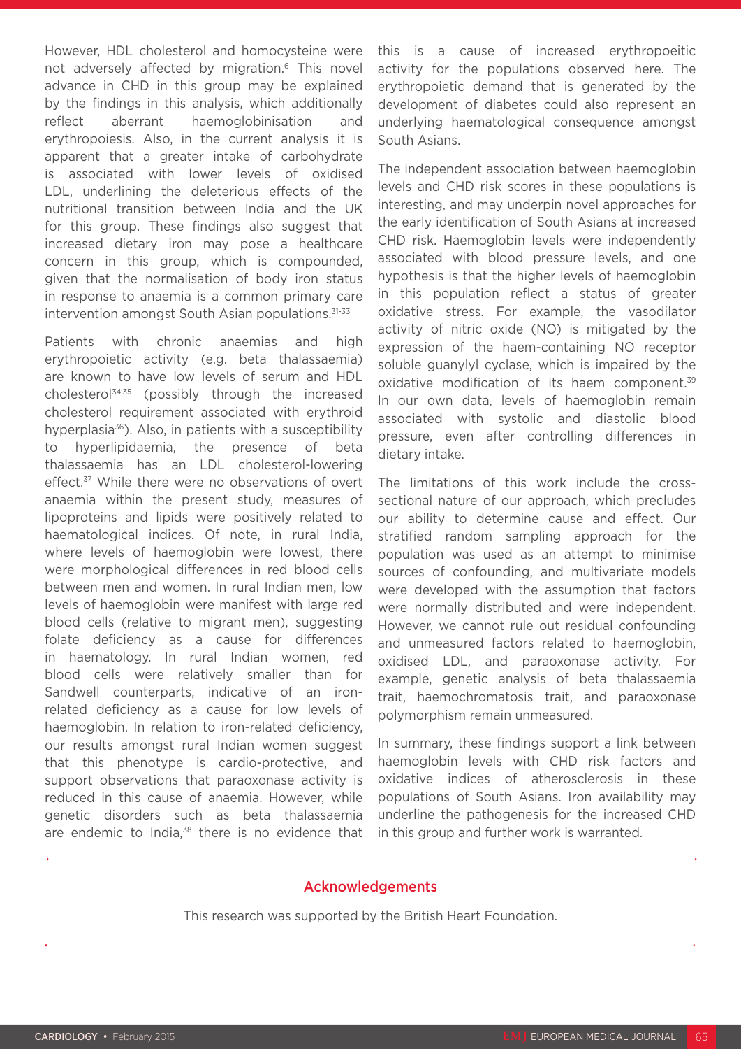However, HDL cholesterol and homocysteine were not adversely affected by migration.[6] This novel advance in CHD in this group may be explained by the findings in this analysis, which additionally reflect aberrant haemoglobinisation and erythropoiesis. Also, in the current analysis it is apparent that a greater intake of carbohydrate is associated with lower levels of oxidised LDL, underlining the deleterious effects of the nutritional transition between India and the UK for this group. These findings also suggest that increased dietary iron may pose a healthcare concern in this group, which is compounded, given that the normalisation of body iron status in response to anaemia is a common primary care intervention amongst South Asian populations.[31-33]

Patients with chronic anaemias and high erythropoietic activity (e.g. beta thalassaemia) are known to have low levels of serum and HDL cholesterol[34,35] (possibly through the increased cholesterol requirement associated with erythroid hyperplasia[36]). Also, in patients with a susceptibility to hyperlipidaemia, the presence of beta thalassaemia has an LDL cholesterol-lowering effect.[37] While there were no observations of overt anaemia within the present study, measures of lipoproteins and lipids were positively related to haematological indices. Of note, in rural India, where levels of haemoglobin were lowest, there were morphological differences in red blood cells between men and women. In rural Indian men, low levels of haemoglobin were manifest with large red blood cells (relative to migrant men), suggesting folate deficiency as a cause for differences in haematology. In rural Indian women, red blood cells were relatively smaller than for Sandwell counterparts, indicative of an iron-related deficiency as a cause for low levels of haemoglobin. In relation to iron-related deficiency, our results amongst rural Indian women suggest that this phenotype is cardio-protective, and support observations that paraoxonase activity is reduced in this cause of anaemia. However, while genetic disorders such as beta thalassaemia are endemic to India,[38] there is no evidence that this is a cause of increased erythropoeitic activity for the populations observed here. The erythropoietic demand that is generated by the development of diabetes could also represent an underlying haematological consequence amongst South Asians.

The independent association between haemoglobin levels and CHD risk scores in these populations is interesting, and may underpin novel approaches for the early identification of South Asians at increased CHD risk. Haemoglobin levels were independently associated with blood pressure levels, and one hypothesis is that the higher levels of haemoglobin in this population reflect a status of greater oxidative stress. For example, the vasodilator activity of nitric oxide (NO) is mitigated by the expression of the haem-containing NO receptor soluble guanylyl cyclase, which is impaired by the oxidative modification of its haem component.[39] In our own data, levels of haemoglobin remain associated with systolic and diastolic blood pressure, even after controlling differences in dietary intake.

The limitations of this work include the cross-sectional nature of our approach, which precludes our ability to determine cause and effect. Our stratified random sampling approach for the population was used as an attempt to minimise sources of confounding, and multivariate models were developed with the assumption that factors were normally distributed and were independent. However, we cannot rule out residual confounding and unmeasured factors related to haemoglobin, oxidised LDL, and paraoxonase activity. For example, genetic analysis of beta thalassaemia trait, haemochromatosis trait, and paraoxonase polymorphism remain unmeasured.

In summary, these findings support a link between haemoglobin levels with CHD risk factors and oxidative indices of atherosclerosis in these populations of South Asians. Iron availability may underline the pathogenesis for the increased CHD in this group and further work is warranted.

## Acknowledgements

This research was supported by the British Heart Foundation.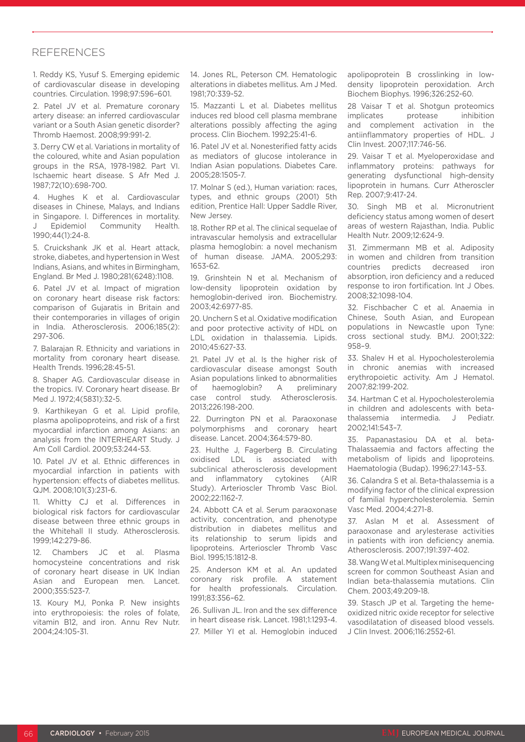## REFERENCES

1. Reddy KS, Yusuf S. Emerging epidemic of cardiovascular disease in developing countries. Circulation. 1998;97:596–601.

2. Patel JV et al. Premature coronary artery disease: an inferred cardiovascular variant or a South Asian genetic disorder? Thromb Haemost. 2008;99:991-2.

3. Derry CW et al. Variations in mortality of the coloured, white and Asian population groups in the RSA, 1978-1982. Part VI. Ischaemic heart disease. S Afr Med J. 1987;72(10):698-700.

4. Hughes K et al. Cardiovascular diseases in Chinese, Malays, and Indians in Singapore. I. Differences in mortality. J Epidemiol Community Health. 1990;44(1):24-8.

5. Cruickshank JK et al. Heart attack, stroke, diabetes, and hypertension in West Indians, Asians, and whites in Birmingham, England. Br Med J. 1980;281(6248):1108.

6. Patel JV et al. Impact of migration on coronary heart disease risk factors: comparison of Gujaratis in Britain and their contemporaries in villages of origin in India. Atherosclerosis. 2006;185(2): 297-306.

7. Balarajan R. Ethnicity and variations in mortality from coronary heart disease. Health Trends. 1996;28:45-51.

8. Shaper AG. Cardiovascular disease in the tropics. IV. Coronary heart disease. Br Med J. 1972;4(5831):32-5.

9. Karthikeyan G et al. Lipid profile, plasma apolipoproteins, and risk of a first myocardial infarction among Asians: an analysis from the INTERHEART Study. J Am Coll Cardiol. 2009;53:244-53.

10. Patel JV et al. Ethnic differences in myocardial infarction in patients with hypertension: effects of diabetes mellitus. QJM. 2008;101(3):231-6.

11. Whitty CJ et al. Differences in biological risk factors for cardiovascular disease between three ethnic groups in the Whitehall II study. Atherosclerosis. 1999;142:279-86.

12. Chambers JC et al. Plasma homocysteine concentrations and risk of coronary heart disease in UK Indian Asian and European men. Lancet. 2000;355:523-7.

13. Koury MJ, Ponka P. New insights into erythropoiesis: the roles of folate, vitamin B12, and iron. Annu Rev Nutr. 2004;24:105-31.

14. Jones RL, Peterson CM. Hematologic alterations in diabetes mellitus. Am J Med. 1981;70:339-52.

15. Mazzanti L et al. Diabetes mellitus induces red blood cell plasma membrane alterations possibly affecting the aging process. Clin Biochem. 1992;25:41-6.

16. Patel JV et al. Nonesterified fatty acids as mediators of glucose intolerance in Indian Asian populations. Diabetes Care. 2005;28:1505-7.

17. Molnar S (ed.), Human variation: races, types, and ethnic groups (2001) 5th edition, Prentice Hall: Upper Saddle River, New Jersey.

18. Rother RP et al. The clinical sequelae of intravascular hemolysis and extracellular plasma hemoglobin: a novel mechanism of human disease. JAMA. 2005;293: 1653-62.

19. Grinshtein N et al. Mechanism of low-density lipoprotein oxidation by hemoglobin-derived iron. Biochemistry. 2003;42:6977-85.

20. Unchern S et al. Oxidative modification and poor protective activity of HDL on LDL oxidation in thalassemia. Lipids. 2010;45:627-33.

21. Patel JV et al. Is the higher risk of cardiovascular disease amongst South Asian populations linked to abnormalities of haemoglobin? A preliminary case control study. Atherosclerosis. 2013;226:198-200.

22. Durrington PN et al. Paraoxonase polymorphisms and coronary heart disease. Lancet. 2004;364:579-80.

23. Hulthe J, Fagerberg B. Circulating oxidised LDL is associated with subclinical atherosclerosis development and inflammatory cytokines (AIR Study). Arterioscler Thromb Vasc Biol. 2002;22:1162-7.

24. Abbott CA et al. Serum paraoxonase activity, concentration, and phenotype distribution in diabetes mellitus and its relationship to serum lipids and lipoproteins. Arterioscler Thromb Vasc Biol. 1995;15:1812-8.

25. Anderson KM et al. An updated coronary risk profile. A statement for health professionals. Circulation. 1991;83:356–62.

26. Sullivan JL. Iron and the sex difference in heart disease risk. Lancet. 1981;1:1293-4.

27. Miller YI et al. Hemoglobin induced apolipoprotein B crosslinking in low-density lipoprotein peroxidation. Arch Biochem Biophys. 1996;326:252-60.

28 Vaisar T et al. Shotgun proteomics implicates protease inhibition and complement activation in the antiinflammatory properties of HDL. J Clin Invest. 2007;117:746-56.

29. Vaisar T et al. Myeloperoxidase and inflammatory proteins: pathways for generating dysfunctional high-density lipoprotein in humans. Curr Atheroscler Rep. 2007;9:417-24.

30. Singh MB et al. Micronutrient deficiency status among women of desert areas of western Rajasthan, India. Public Health Nutr. 2009;12:624-9.

31. Zimmermann MB et al. Adiposity in women and children from transition countries predicts decreased iron absorption, iron deficiency and a reduced response to iron fortification. Int J Obes. 2008;32:1098-104.

32. Fischbacher C et al. Anaemia in Chinese, South Asian, and European populations in Newcastle upon Tyne: cross sectional study. BMJ. 2001;322: 958–9.

33. Shalev H et al. Hypocholesterolemia in chronic anemias with increased erythropoietic activity. Am J Hematol. 2007;82:199-202.

34. Hartman C et al. Hypocholesterolemia in children and adolescents with beta-thalassemia intermedia. J Pediatr. 2002;141:543–7.

35. Papanastasiou DA et al. beta-Thalassaemia and factors affecting the metabolism of lipids and lipoproteins. Haematologia (Budap). 1996;27:143–53.

36. Calandra S et al. Beta-thalassemia is a modifying factor of the clinical expression of familial hypercholesterolemia. Semin Vasc Med. 2004;4:271-8.

37. Aslan M et al. Assessment of paraoxonase and arylesterase activities in patients with iron deficiency anemia. Atherosclerosis. 2007;191:397-402.

38. Wang W et al. Multiplex minisequencing screen for common Southeast Asian and Indian beta-thalassemia mutations. Clin Chem. 2003;49:209-18.

39. Stasch JP et al. Targeting the heme-oxidized nitric oxide receptor for selective vasodilatation of diseased blood vessels. J Clin Invest. 2006;116:2552-61.